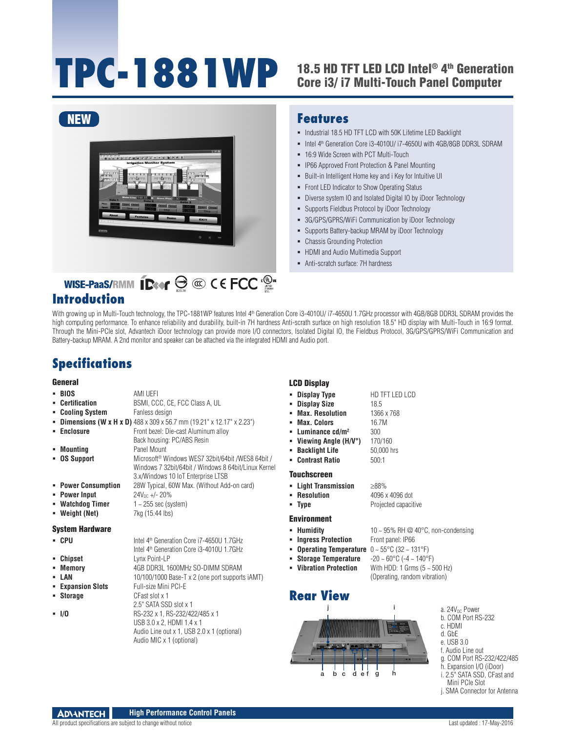# TPC-1881WP

## 18.5 HD TFT LED LCD Intel® 4th Generation Core i3/ i7 Multi-Touch Panel Computer

NEW

## Features

- Industrial 18.5 HD TFT LCD with 50K Lifetime LED Backlight
- Intel 4th Generation Core i3-4010U/ i7-4650U with 4GB/8GB DDR3L SDRAM
- 16:9 Wide Screen with PCT Multi-Touch
- IP66 Approved Front Protection & Panel Mounting
- Built-in Intelligent Home key and i Key for Intuitive UI
- Front LED Indicator to Show Operating Status
- Diverse system IO and Isolated Digital IO by iDoor Technology
- Supports Fieldbus Protocol by iDoor Technology
- 3G/GPS/GPRS/WiFi Communication by iDoor Technology
- Supports Battery-backup MRAM by iDoor Technology
- Chassis Grounding Protection
- HDMI and Audio Multimedia Support
- Anti-scratch surface: 7H hardness

WISE-PaaS/RMM

## Introduction

With growing up in Multi-Touch technology, the TPC-1881WP features Intel 4th Generation Core i3-4010U/ i7-4650U 1.7GHz processor with 4GB/8GB DDR3L SDRAM provides the high computing performance. To enhance reliability and durability, built-in 7H hardness Anti-scrath surface on high resolution 18.5" HD display with Multi-Touch in 16:9 format. Through the Mini-PCIe slot, Advantech iDoor technology can provide more I/O connectors, Isolated Digital IO, the Fieldbus Protocol, 3G/GPS/GPRS/WiFi Communication and Battery-backup MRAM. A 2nd monitor and speaker can be attached via the integrated HDMI and Audio port.

## Specifications

### General

- **BIOS**: AMI UEFI
- **Certification**: BSMI, CCC, CE, FCC Class A, UL
- **Cooling System**: Fanless design
- **Dimensions (W x H x D)**: 488 x 309 x 56.7 mm (19.21" x 12.17" x 2.23")
- **Enclosure**: Front bezel: Die-cast Aluminum alloy; Back housing: PC/ABS Resin
- **Mounting**: Panel Mount
- **OS Support**: Microsoft® Windows WES7 32bit/64bit /WES8 64bit / Windows 7 32bit/64bit / Windows 8 64bit/Linux Kernel 3.x/Windows 10 IoT Enterprise LTSB
- **Power Consumption**: 28W Typical, 60W Max. (Without Add-on card)
- **Power Input**: 24$V_{DC}$ +/- 20%
- **Watchdog Timer**: 1 ~ 255 sec (system)
- **Weight (Net)**: 7kg (15.44 lbs)

### System Hardware

- **CPU**: Intel 4th Generation Core i7-4650U 1.7GHz; Intel 4th Generation Core i3-4010U 1.7GHz
- **Chipset**: Lynx Point-LP
- **Memory**: 4GB DDR3L 1600MHz SO-DIMM SDRAM
- **LAN**: 10/100/1000 Base-T x 2 (one port supports iAMT)
- **Expansion Slots**: Full-size Mini PCI-E
- **Storage**: CFast slot x 1; 2.5" SATA SSD slot x 1
- **I/O**: RS-232 x 1, RS-232/422/485 x 1; USB 3.0 x 2, HDMI 1.4 x 1; Audio Line out x 1, USB 2.0 x 1 (optional); Audio MIC x 1 (optional)

### LCD Display

- **Display Type**: HD TFT LED LCD
- **Display Size**: 18.5
- **Max. Resolution**: 1366 x 768
- **Max. Colors**: 16.7M
- **Luminance cd/m²**: 300
- **Viewing Angle (H/V°)**: 170/160
- **Backlight Life**: 50,000 hrs
- **Contrast Ratio**: 500:1

### Touchscreen

- **Light Transmission**: ≥88%
- **Resolution**: 4096 x 4096 dot
- **Type**: Projected capacitive

### Environment

- **Humidity**: 10 ~ 95% RH @ 40°C, non-condensing
- **Ingress Protection**: Front panel: IP66
- **Operating Temperature**: 0 ~ 55°C (32 ~ 131°F)
- **Storage Temperature**: -20 ~ 60°C (-4 ~ 140°F)
- **Vibration Protection**: With HDD: 1 Grms (5 ~ 500 Hz) (Operating, random vibration)

## Rear View

a. 24$V_{DC}$ Power  
b. COM Port RS-232  
c. HDMI  
d. GbE  
e. USB 3.0  
f. Audio Line out  
g. COM Port RS-232/422/485  
h. Expansion I/O (iDoor)  
i. 2.5" SATA SSD, CFast and Mini PCIe Slot  
j. SMA Connector for Antenna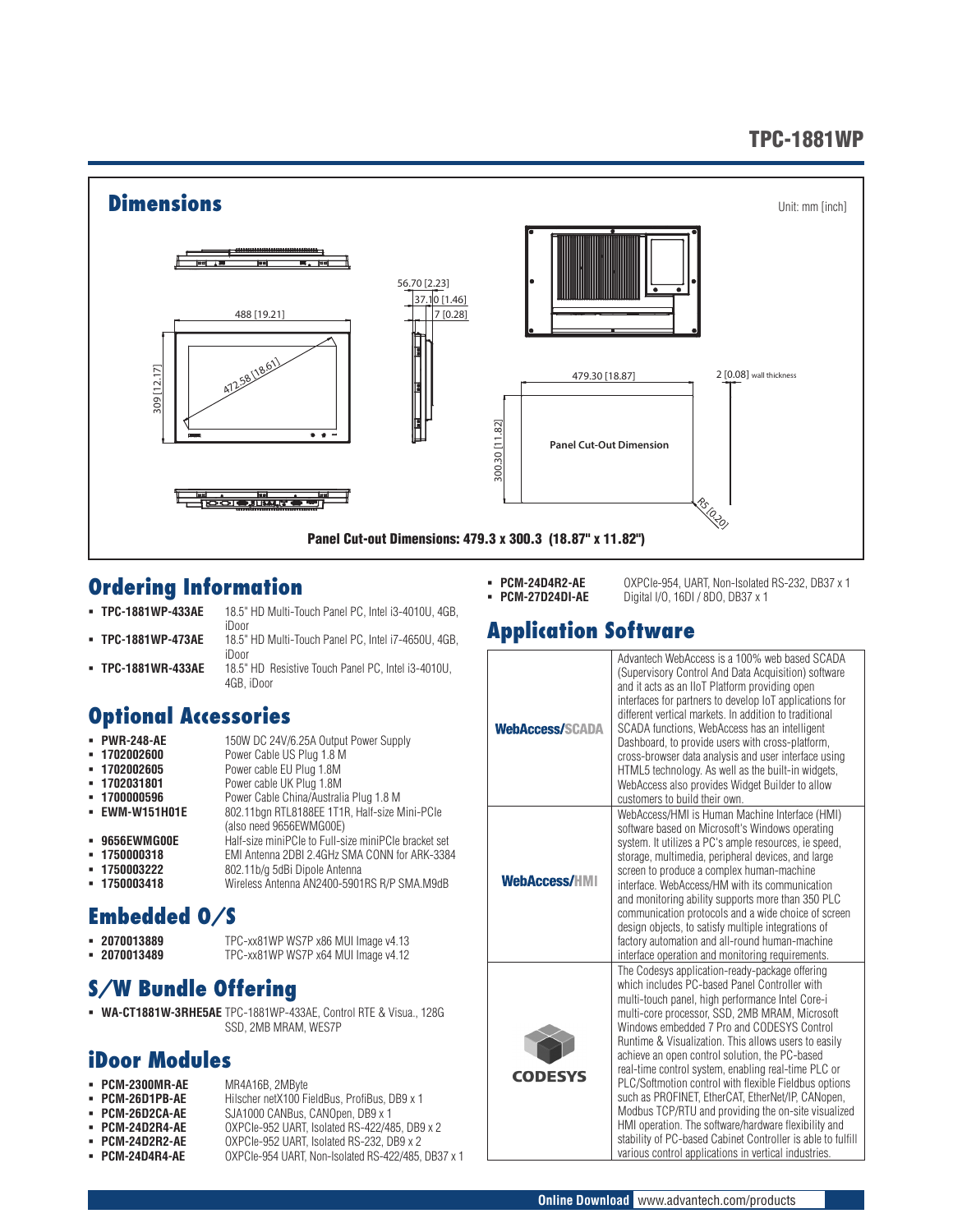## Dimensions

Unit: mm [inch]

488 [19.21]

309 [12.17]

472.58 [18.61]

56.70 [2.23]

37.10 [1.46]

7 [0.28]

479.30 [18.87]

300.30 [11.82]

2 [0.08] wall thickness

Panel Cut-Out Dimension

R5 [0.20]

**Panel Cut-out Dimensions: 479.3 x 300.3 (18.87" x 11.82")**

## Ordering Information

- **TPC-1881WP-433AE** 18.5" HD Multi-Touch Panel PC, Intel i3-4010U, 4GB, iDoor
- **TPC-1881WP-473AE** 18.5" HD Multi-Touch Panel PC, Intel i7-4650U, 4GB, iDoor
- **TPC-1881WR-433AE** 18.5" HD Resistive Touch Panel PC, Intel i3-4010U, 4GB, iDoor

## Optional Accessories

- **PWR-248-AE** 150W DC 24V/6.25A Output Power Supply
- **1702002600** Power Cable US Plug 1.8 M
- **1702002605** Power cable EU Plug 1.8M
- **1702031801** Power cable UK Plug 1.8M
- **1700000596** Power Cable China/Australia Plug 1.8 M
- **EWM-W151H01E** 802.11bgn RTL8188EE 1T1R, Half-size Mini-PCIe (also need 9656EWMG00E)
- **9656EWMG00E** Half-size miniPCIe to Full-size miniPCIe bracket set
- **1750000318** EMI Antenna 2DBI 2.4GHz SMA CONN for ARK-3384
- **1750003222** 802.11b/g 5dBi Dipole Antenna
- **1750003418** Wireless Antenna AN2400-5901RS R/P SMA.M9dB

## Embedded O/S

- **2070013889** TPC-xx81WP WS7P x86 MUI Image v4.13
- **2070013489** TPC-xx81WP WS7P x64 MUI Image v4.12

## S/W Bundle Offering

- **WA-CT1881W-3RHE5AE** TPC-1881WP-433AE, Control RTE & Visua., 128G SSD, 2MB MRAM, WES7P

## iDoor Modules

- **PCM-2300MR-AE** MR4A16B, 2MByte
- **PCM-26D1PB-AE** Hilscher netX100 FieldBus, ProfiBus, DB9 x 1
- **PCM-26D2CA-AE** SJA1000 CANBus, CANOpen, DB9 x 1
- **PCM-24D2R4-AE** OXPCIe-952 UART, Isolated RS-422/485, DB9 x 2
- **PCM-24D2R2-AE** OXPCIe-952 UART, Isolated RS-232, DB9 x 2
- **PCM-24D4R4-AE** OXPCIe-954 UART, Non-Isolated RS-422/485, DB37 x 1
- **PCM-24D4R2-AE** OXPCIe-954, UART, Non-Isolated RS-232, DB37 x 1
- **PCM-27D24DI-AE** Digital I/O, 16DI / 8DO, DB37 x 1

## Application Software

| | |
|---|---|
| **WebAccess/SCADA** | Advantech WebAccess is a 100% web based SCADA (Supervisory Control And Data Acquisition) software and it acts as an IIoT Platform providing open interfaces for partners to develop IoT applications for different vertical markets. In addition to traditional SCADA functions, WebAccess has an intelligent Dashboard, to provide users with cross-platform, cross-browser data analysis and user interface using HTML5 technology. As well as the built-in widgets, WebAccess also provides Widget Builder to allow customers to build their own. |
| **WebAccess/HMI** | WebAccess/HMI is Human Machine Interface (HMI) software based on Microsoft's Windows operating system. It utilizes a PC's ample resources, ie speed, storage, multimedia, peripheral devices, and large screen to produce a complex human-machine interface. WebAccess/HM with its communication and monitoring ability supports more than 350 PLC communication protocols and a wide choice of screen design objects, to satisfy multiple integrations of factory automation and all-round human-machine interface operation and monitoring requirements. |
| **CODESYS** | The Codesys application-ready-package offering which includes PC-based Panel Controller with multi-touch panel, high performance Intel Core-i multi-core processor, SSD, 2MB MRAM, Microsoft Windows embedded 7 Pro and CODESYS Control Runtime & Visualization. This allows users to easily achieve an open control solution, the PC-based real-time control system, enabling real-time PLC or PLC/Softmotion control with flexible Fieldbus options such as PROFINET, EtherCAT, EtherNet/IP, CANopen, Modbus TCP/RTU and providing the on-site visualized HMI operation. The software/hardware flexibility and stability of PC-based Cabinet Controller is able to fulfill various control applications in vertical industries. |

**Online Download** www.advantech.com/products